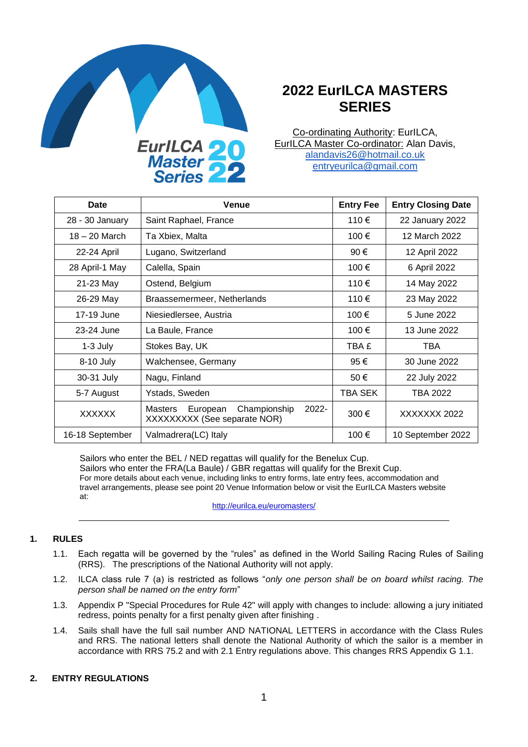# 2022 EurILCA MASTERS SERIES

Co-ordinating Authority: EurILCA,
EurILCA Master Co-ordinator: Alan Davis,
alandavis26@hotmail.co.uk
entryeurilca@gmail.com

| Date | Venue | Entry Fee | Entry Closing Date |
|---|---|---|---|
| 28 - 30 January | Saint Raphael, France | 110 € | 22 January 2022 |
| 18 – 20 March | Ta Xbiex, Malta | 100 € | 12 March 2022 |
| 22-24 April | Lugano, Switzerland | 90 € | 12 April 2022 |
| 28 April-1 May | Calella, Spain | 100 € | 6 April 2022 |
| 21-23 May | Ostend, Belgium | 110 € | 14 May 2022 |
| 26-29 May | Braassemermeer, Netherlands | 110 € | 23 May 2022 |
| 17-19 June | Niesiedlersee, Austria | 100 € | 5 June 2022 |
| 23-24 June | La Baule, France | 100 € | 13 June 2022 |
| 1-3 July | Stokes Bay, UK | TBA £ | TBA |
| 8-10 July | Walchensee, Germany | 95 € | 30 June 2022 |
| 30-31 July | Nagu, Finland | 50 € | 22 July 2022 |
| 5-7 August | Ystads, Sweden | TBA SEK | TBA 2022 |
| XXXXXX | Masters European Championship 2022- XXXXXXXXX (See separate NOR) | 300 € | XXXXXXX 2022 |
| 16-18 September | Valmadrera(LC) Italy | 100 € | 10 September 2022 |

Sailors who enter the BEL / NED regattas will qualify for the Benelux Cup.
Sailors who enter the FRA(La Baule) / GBR regattas will qualify for the Brexit Cup.
For more details about each venue, including links to entry forms, late entry fees, accommodation and travel arrangements, please see point 20 Venue Information below or visit the EurILCA Masters website at:

http://eurilca.eu/euromasters/

---

## 1. RULES

1.1. Each regatta will be governed by the "rules" as defined in the World Sailing Racing Rules of Sailing (RRS). The prescriptions of the National Authority will not apply.

1.2. ILCA class rule 7 (a) is restricted as follows "*only one person shall be on board whilst racing. The person shall be named on the entry form*"

1.3. Appendix P "Special Procedures for Rule 42" will apply with changes to include: allowing a jury initiated redress, points penalty for a first penalty given after finishing .

1.4. Sails shall have the full sail number AND NATIONAL LETTERS in accordance with the Class Rules and RRS. The national letters shall denote the National Authority of which the sailor is a member in accordance with RRS 75.2 and with 2.1 Entry regulations above. This changes RRS Appendix G 1.1.

## 2. ENTRY REGULATIONS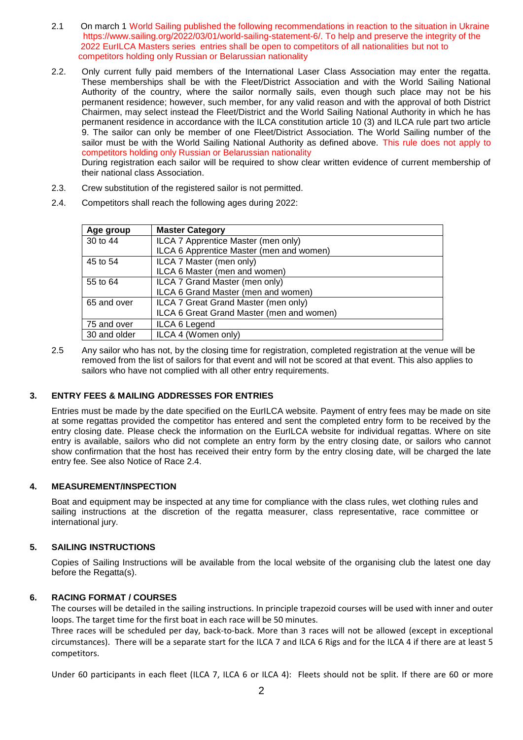2.1 On march 1 World Sailing published the following recommendations in reaction to the situation in Ukraine https://www.sailing.org/2022/03/01/world-sailing-statement-6/. To help and preserve the integrity of the 2022 EurILCA Masters series entries shall be open to competitors of all nationalities but not to competitors holding only Russian or Belarussian nationality

2.2. Only current fully paid members of the International Laser Class Association may enter the regatta. These memberships shall be with the Fleet/District Association and with the World Sailing National Authority of the country, where the sailor normally sails, even though such place may not be his permanent residence; however, such member, for any valid reason and with the approval of both District Chairmen, may select instead the Fleet/District and the World Sailing National Authority in which he has permanent residence in accordance with the ILCA constitution article 10 (3) and ILCA rule part two article 9. The sailor can only be member of one Fleet/District Association. The World Sailing number of the sailor must be with the World Sailing National Authority as defined above. This rule does not apply to competitors holding only Russian or Belarussian nationality
During registration each sailor will be required to show clear written evidence of current membership of their national class Association.

2.3. Crew substitution of the registered sailor is not permitted.

2.4. Competitors shall reach the following ages during 2022:

| Age group | Master Category |
|---|---|
| 30 to 44 | ILCA 7 Apprentice Master (men only)<br>ILCA 6 Apprentice Master (men and women) |
| 45 to 54 | ILCA 7 Master (men only)<br>ILCA 6 Master (men and women) |
| 55 to 64 | ILCA 7 Grand Master (men only)<br>ILCA 6 Grand Master (men and women) |
| 65 and over | ILCA 7 Great Grand Master (men only)<br>ILCA 6 Great Grand Master (men and women) |
| 75 and over | ILCA 6 Legend |
| 30 and older | ILCA 4 (Women only) |

2.5 Any sailor who has not, by the closing time for registration, completed registration at the venue will be removed from the list of sailors for that event and will not be scored at that event. This also applies to sailors who have not complied with all other entry requirements.

## 3. ENTRY FEES & MAILING ADDRESSES FOR ENTRIES

Entries must be made by the date specified on the EurILCA website. Payment of entry fees may be made on site at some regattas provided the competitor has entered and sent the completed entry form to be received by the entry closing date. Please check the information on the EurILCA website for individual regattas. Where on site entry is available, sailors who did not complete an entry form by the entry closing date, or sailors who cannot show confirmation that the host has received their entry form by the entry closing date, will be charged the late entry fee. See also Notice of Race 2.4.

## 4. MEASUREMENT/INSPECTION

Boat and equipment may be inspected at any time for compliance with the class rules, wet clothing rules and sailing instructions at the discretion of the regatta measurer, class representative, race committee or international jury.

## 5. SAILING INSTRUCTIONS

Copies of Sailing Instructions will be available from the local website of the organising club the latest one day before the Regatta(s).

## 6. RACING FORMAT / COURSES

The courses will be detailed in the sailing instructions. In principle trapezoid courses will be used with inner and outer loops. The target time for the first boat in each race will be 50 minutes.
Three races will be scheduled per day, back-to-back. More than 3 races will not be allowed (except in exceptional circumstances). There will be a separate start for the ILCA 7 and ILCA 6 Rigs and for the ILCA 4 if there are at least 5 competitors.

Under 60 participants in each fleet (ILCA 7, ILCA 6 or ILCA 4): Fleets should not be split. If there are 60 or more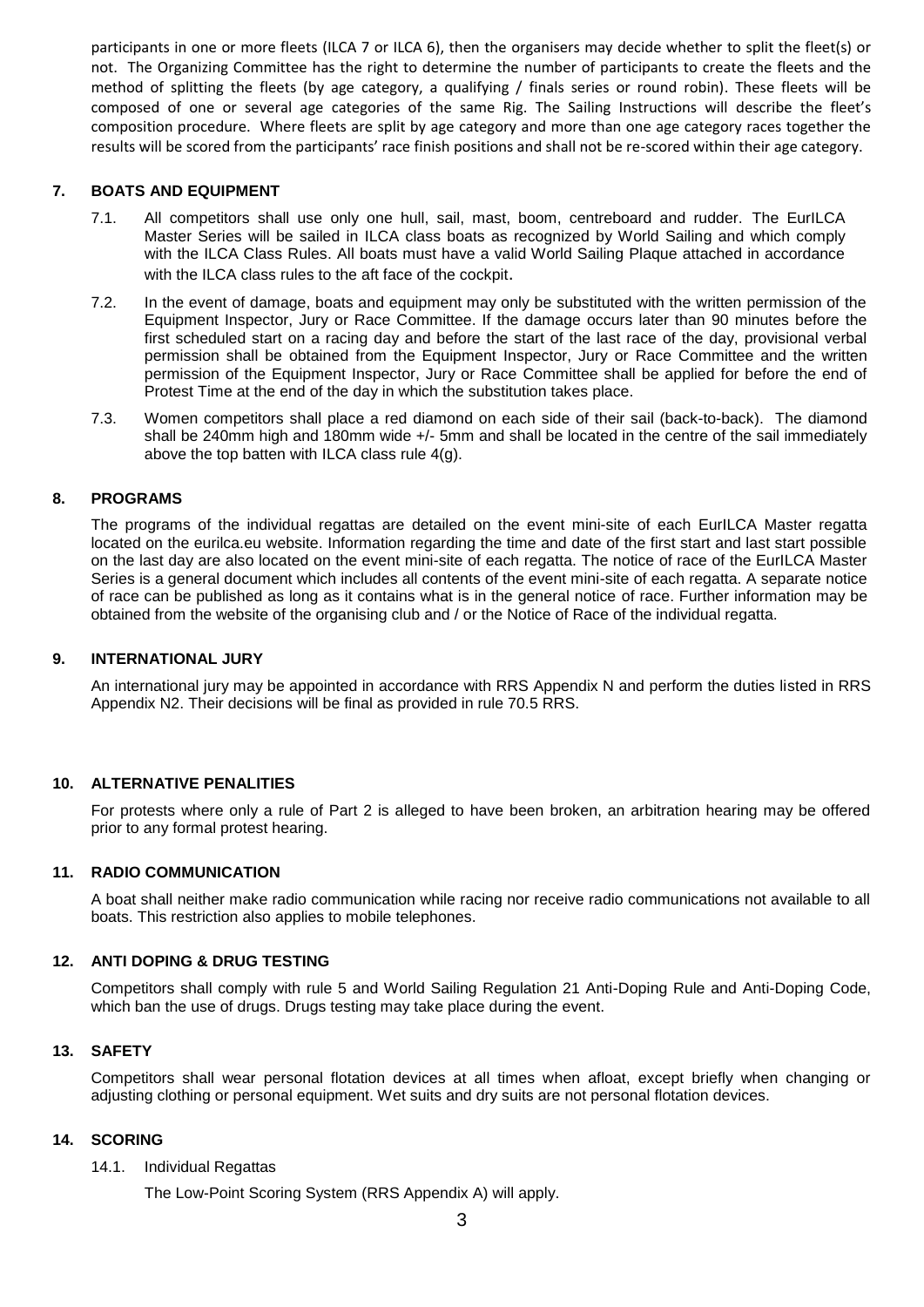participants in one or more fleets (ILCA 7 or ILCA 6), then the organisers may decide whether to split the fleet(s) or not. The Organizing Committee has the right to determine the number of participants to create the fleets and the method of splitting the fleets (by age category, a qualifying / finals series or round robin). These fleets will be composed of one or several age categories of the same Rig. The Sailing Instructions will describe the fleet's composition procedure. Where fleets are split by age category and more than one age category races together the results will be scored from the participants' race finish positions and shall not be re-scored within their age category.

## 7. BOATS AND EQUIPMENT

7.1. All competitors shall use only one hull, sail, mast, boom, centreboard and rudder. The EurILCA Master Series will be sailed in ILCA class boats as recognized by World Sailing and which comply with the ILCA Class Rules. All boats must have a valid World Sailing Plaque attached in accordance with the ILCA class rules to the aft face of the cockpit.

7.2. In the event of damage, boats and equipment may only be substituted with the written permission of the Equipment Inspector, Jury or Race Committee. If the damage occurs later than 90 minutes before the first scheduled start on a racing day and before the start of the last race of the day, provisional verbal permission shall be obtained from the Equipment Inspector, Jury or Race Committee and the written permission of the Equipment Inspector, Jury or Race Committee shall be applied for before the end of Protest Time at the end of the day in which the substitution takes place.

7.3. Women competitors shall place a red diamond on each side of their sail (back-to-back). The diamond shall be 240mm high and 180mm wide +/- 5mm and shall be located in the centre of the sail immediately above the top batten with ILCA class rule 4(g).

## 8. PROGRAMS

The programs of the individual regattas are detailed on the event mini-site of each EurILCA Master regatta located on the eurilca.eu website. Information regarding the time and date of the first start and last start possible on the last day are also located on the event mini-site of each regatta. The notice of race of the EurILCA Master Series is a general document which includes all contents of the event mini-site of each regatta. A separate notice of race can be published as long as it contains what is in the general notice of race. Further information may be obtained from the website of the organising club and / or the Notice of Race of the individual regatta.

## 9. INTERNATIONAL JURY

An international jury may be appointed in accordance with RRS Appendix N and perform the duties listed in RRS Appendix N2. Their decisions will be final as provided in rule 70.5 RRS.

## 10. ALTERNATIVE PENALITIES

For protests where only a rule of Part 2 is alleged to have been broken, an arbitration hearing may be offered prior to any formal protest hearing.

## 11. RADIO COMMUNICATION

A boat shall neither make radio communication while racing nor receive radio communications not available to all boats. This restriction also applies to mobile telephones.

## 12. ANTI DOPING & DRUG TESTING

Competitors shall comply with rule 5 and World Sailing Regulation 21 Anti-Doping Rule and Anti-Doping Code, which ban the use of drugs. Drugs testing may take place during the event.

## 13. SAFETY

Competitors shall wear personal flotation devices at all times when afloat, except briefly when changing or adjusting clothing or personal equipment. Wet suits and dry suits are not personal flotation devices.

## 14. SCORING

14.1. Individual Regattas

The Low-Point Scoring System (RRS Appendix A) will apply.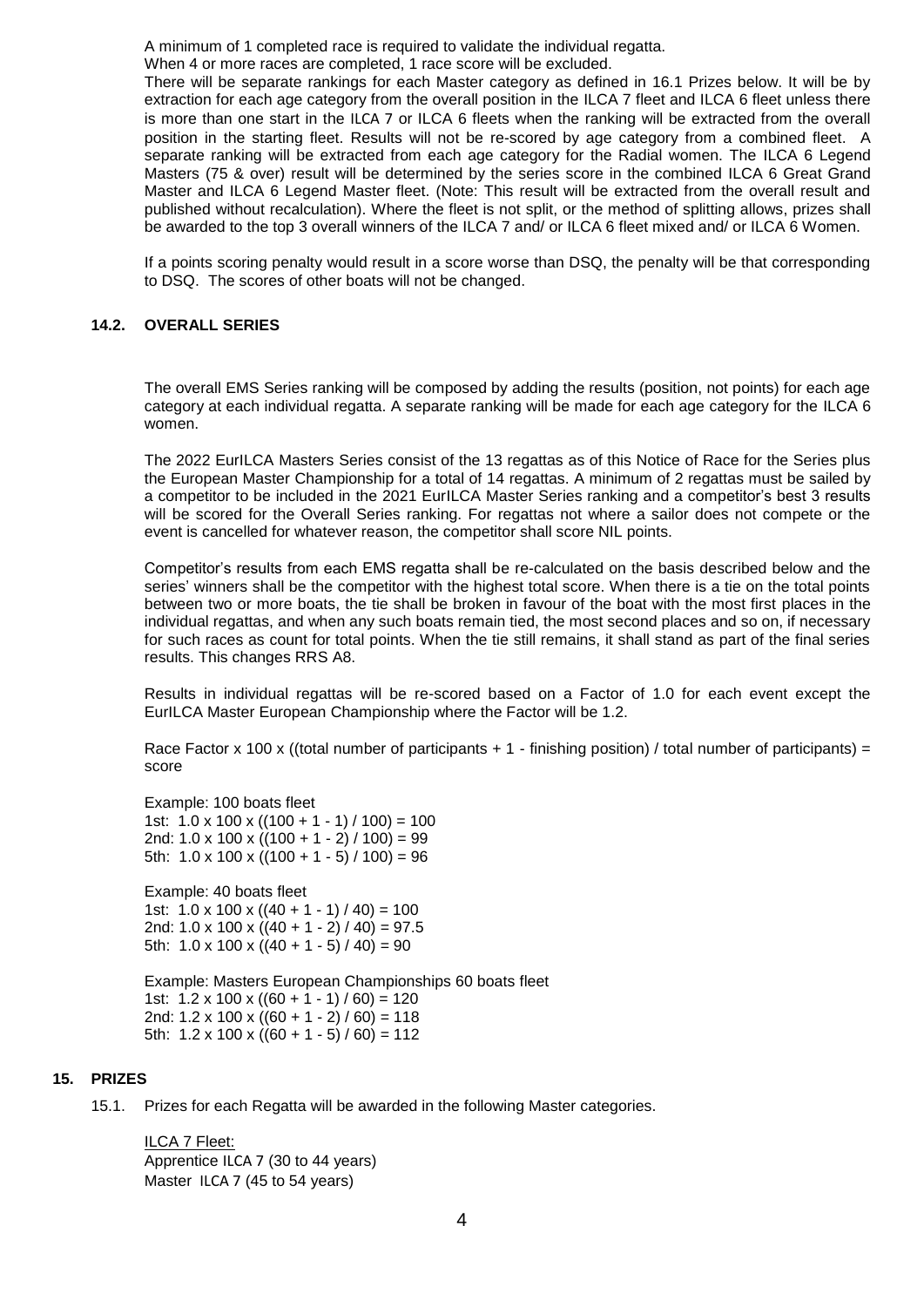A minimum of 1 completed race is required to validate the individual regatta.
When 4 or more races are completed, 1 race score will be excluded.

There will be separate rankings for each Master category as defined in 16.1 Prizes below. It will be by extraction for each age category from the overall position in the ILCA 7 fleet and ILCA 6 fleet unless there is more than one start in the ILCA 7 or ILCA 6 fleets when the ranking will be extracted from the overall position in the starting fleet. Results will not be re-scored by age category from a combined fleet. A separate ranking will be extracted from each age category for the Radial women. The ILCA 6 Legend Masters (75 & over) result will be determined by the series score in the combined ILCA 6 Great Grand Master and ILCA 6 Legend Master fleet. (Note: This result will be extracted from the overall result and published without recalculation). Where the fleet is not split, or the method of splitting allows, prizes shall be awarded to the top 3 overall winners of the ILCA 7 and/ or ILCA 6 fleet mixed and/ or ILCA 6 Women.

If a points scoring penalty would result in a score worse than DSQ, the penalty will be that corresponding to DSQ. The scores of other boats will not be changed.

### 14.2. OVERALL SERIES

The overall EMS Series ranking will be composed by adding the results (position, not points) for each age category at each individual regatta. A separate ranking will be made for each age category for the ILCA 6 women.

The 2022 EurILCA Masters Series consist of the 13 regattas as of this Notice of Race for the Series plus the European Master Championship for a total of 14 regattas. A minimum of 2 regattas must be sailed by a competitor to be included in the 2021 EurILCA Master Series ranking and a competitor's best 3 results will be scored for the Overall Series ranking. For regattas not where a sailor does not compete or the event is cancelled for whatever reason, the competitor shall score NIL points.

Competitor's results from each EMS regatta shall be re-calculated on the basis described below and the series' winners shall be the competitor with the highest total score. When there is a tie on the total points between two or more boats, the tie shall be broken in favour of the boat with the most first places in the individual regattas, and when any such boats remain tied, the most second places and so on, if necessary for such races as count for total points. When the tie still remains, it shall stand as part of the final series results. This changes RRS A8.

Results in individual regattas will be re-scored based on a Factor of 1.0 for each event except the EurILCA Master European Championship where the Factor will be 1.2.

Race Factor x 100 x ((total number of participants + 1 - finishing position) / total number of participants) = score

Example: 100 boats fleet
1st: 1.0 x 100 x ((100 + 1 - 1) / 100) = 100
2nd: 1.0 x 100 x ((100 + 1 - 2) / 100) = 99
5th: 1.0 x 100 x ((100 + 1 - 5) / 100) = 96

Example: 40 boats fleet
1st: 1.0 x 100 x ((40 + 1 - 1) / 40) = 100
2nd: 1.0 x 100 x ((40 + 1 - 2) / 40) = 97.5
5th: 1.0 x 100 x ((40 + 1 - 5) / 40) = 90

Example: Masters European Championships 60 boats fleet
1st: 1.2 x 100 x ((60 + 1 - 1) / 60) = 120
2nd: 1.2 x 100 x ((60 + 1 - 2) / 60) = 118
5th: 1.2 x 100 x ((60 + 1 - 5) / 60) = 112

## 15. PRIZES

15.1. Prizes for each Regatta will be awarded in the following Master categories.

<u>ILCA 7 Fleet:</u>
Apprentice ILCA 7 (30 to 44 years)
Master ILCA 7 (45 to 54 years)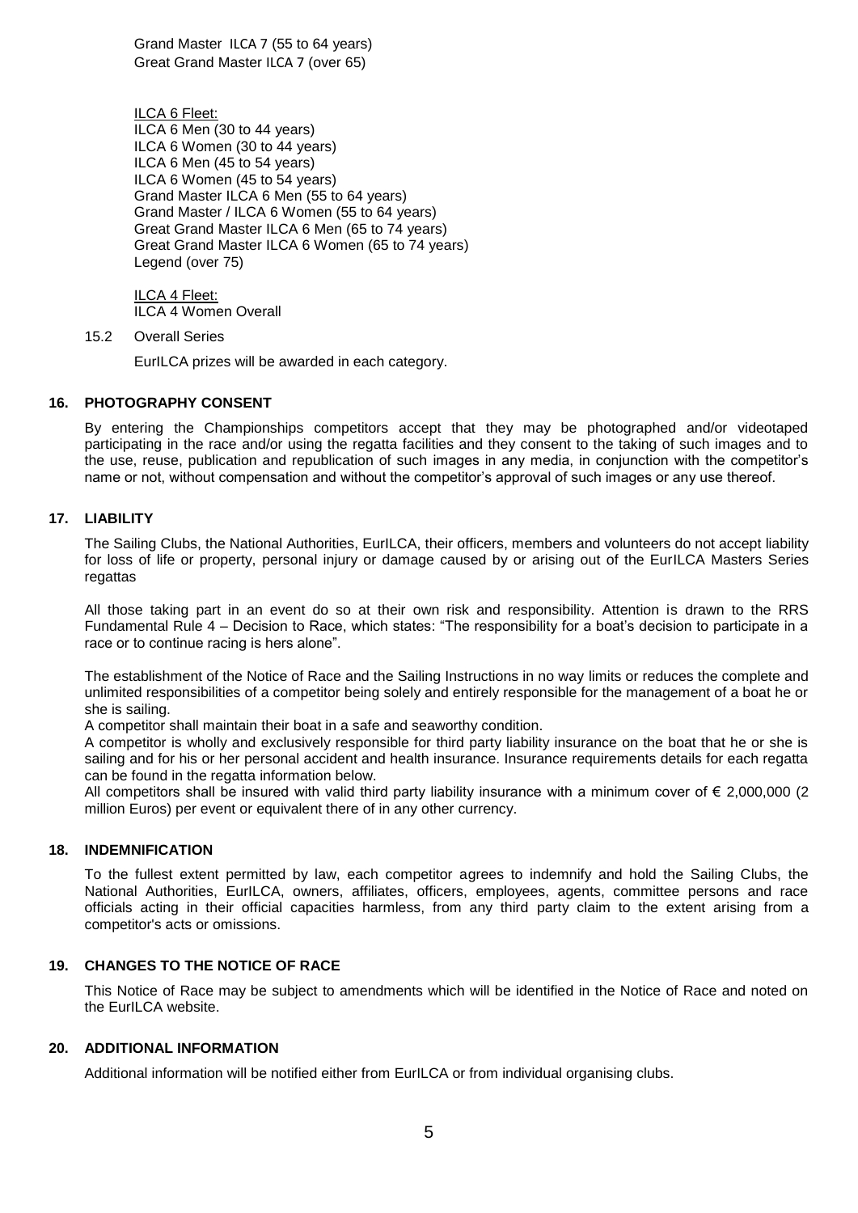Grand Master ILCA 7 (55 to 64 years)
Great Grand Master ILCA 7 (over 65)

ILCA 6 Fleet:
ILCA 6 Men (30 to 44 years)
ILCA 6 Women (30 to 44 years)
ILCA 6 Men (45 to 54 years)
ILCA 6 Women (45 to 54 years)
Grand Master ILCA 6 Men (55 to 64 years)
Grand Master / ILCA 6 Women (55 to 64 years)
Great Grand Master ILCA 6 Men (65 to 74 years)
Great Grand Master ILCA 6 Women (65 to 74 years)
Legend (over 75)

ILCA 4 Fleet:
ILCA 4 Women Overall

15.2 Overall Series

EurILCA prizes will be awarded in each category.

## 16. PHOTOGRAPHY CONSENT

By entering the Championships competitors accept that they may be photographed and/or videotaped participating in the race and/or using the regatta facilities and they consent to the taking of such images and to the use, reuse, publication and republication of such images in any media, in conjunction with the competitor's name or not, without compensation and without the competitor's approval of such images or any use thereof.

## 17. LIABILITY

The Sailing Clubs, the National Authorities, EurILCA, their officers, members and volunteers do not accept liability for loss of life or property, personal injury or damage caused by or arising out of the EurILCA Masters Series regattas

All those taking part in an event do so at their own risk and responsibility. Attention is drawn to the RRS Fundamental Rule 4 – Decision to Race, which states: "The responsibility for a boat's decision to participate in a race or to continue racing is hers alone".

The establishment of the Notice of Race and the Sailing Instructions in no way limits or reduces the complete and unlimited responsibilities of a competitor being solely and entirely responsible for the management of a boat he or she is sailing.
A competitor shall maintain their boat in a safe and seaworthy condition.
A competitor is wholly and exclusively responsible for third party liability insurance on the boat that he or she is sailing and for his or her personal accident and health insurance. Insurance requirements details for each regatta can be found in the regatta information below.
All competitors shall be insured with valid third party liability insurance with a minimum cover of € 2,000,000 (2 million Euros) per event or equivalent there of in any other currency.

## 18. INDEMNIFICATION

To the fullest extent permitted by law, each competitor agrees to indemnify and hold the Sailing Clubs, the National Authorities, EurILCA, owners, affiliates, officers, employees, agents, committee persons and race officials acting in their official capacities harmless, from any third party claim to the extent arising from a competitor's acts or omissions.

## 19. CHANGES TO THE NOTICE OF RACE

This Notice of Race may be subject to amendments which will be identified in the Notice of Race and noted on the EurILCA website.

## 20. ADDITIONAL INFORMATION

Additional information will be notified either from EurILCA or from individual organising clubs.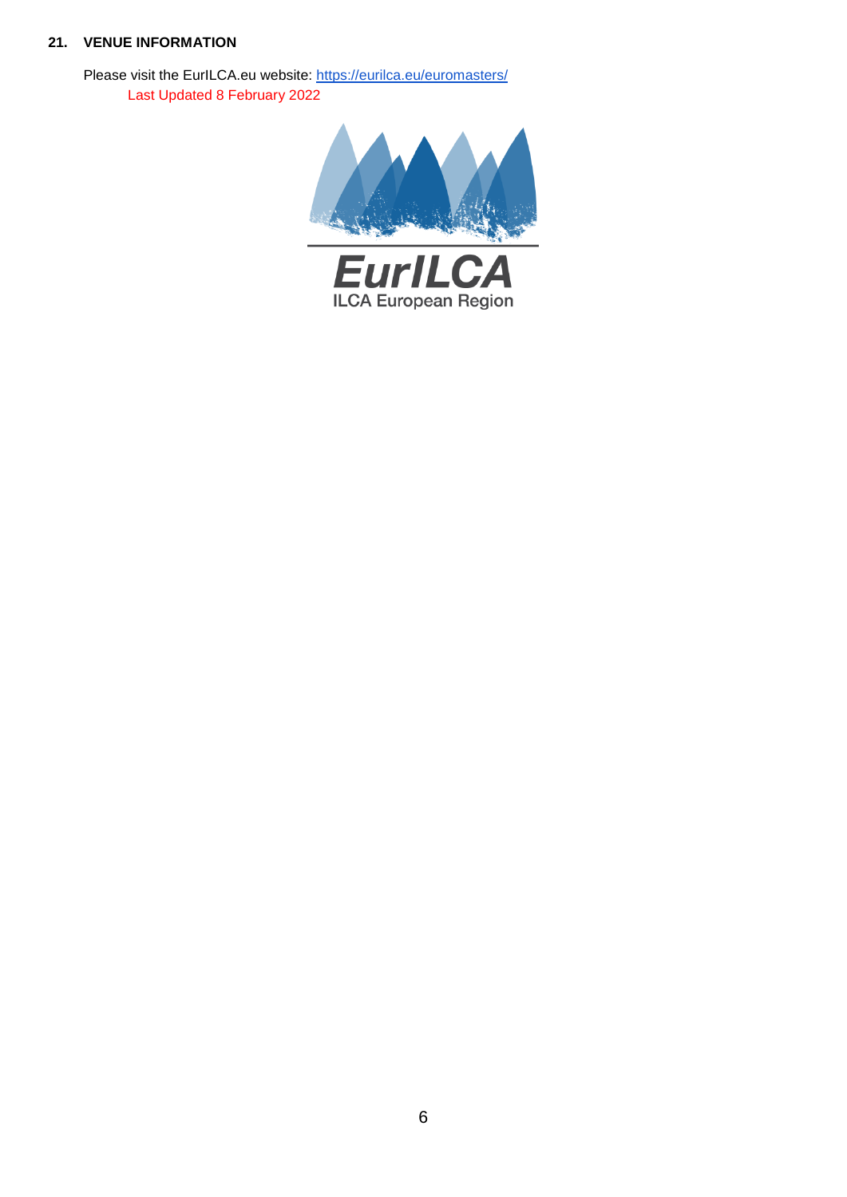## 21. VENUE INFORMATION

Please visit the EurILCA.eu website: [https://eurilca.eu/euromasters/](https://eurilca.eu/euromasters/)

Last Updated 8 February 2022